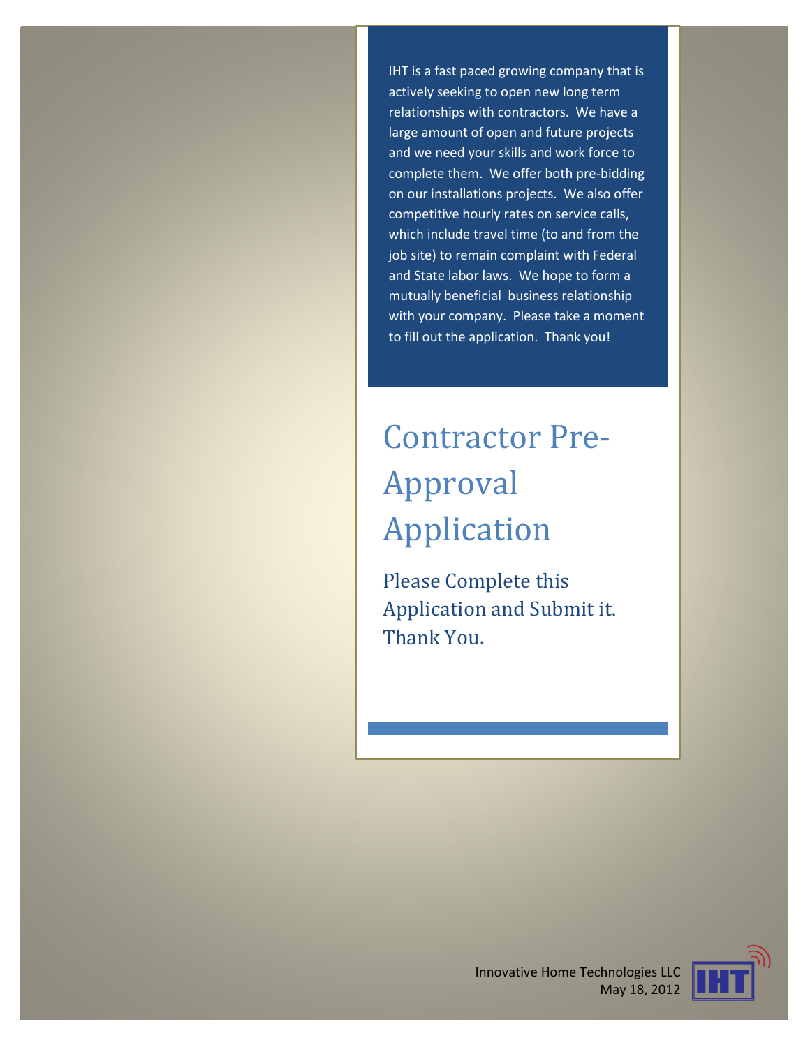IHT is a fast paced growing company that is actively seeking to open new long term relationships with contractors. We have a large amount of open and future projects and we need your skills and work force to complete them. We offer both pre-bidding on our installations projects. We also offer competitive hourly rates on service calls, which include travel time (to and from the job site) to remain complaint with Federal and State labor laws. We hope to form a mutually beneficial business relationship with your company. Please take a moment to fill out the application. Thank you!

# Contractor Pre-Approval Application

## Please Complete this Application and Submit it. Thank You.

Innovative Home Technologies LLC
May 18, 2012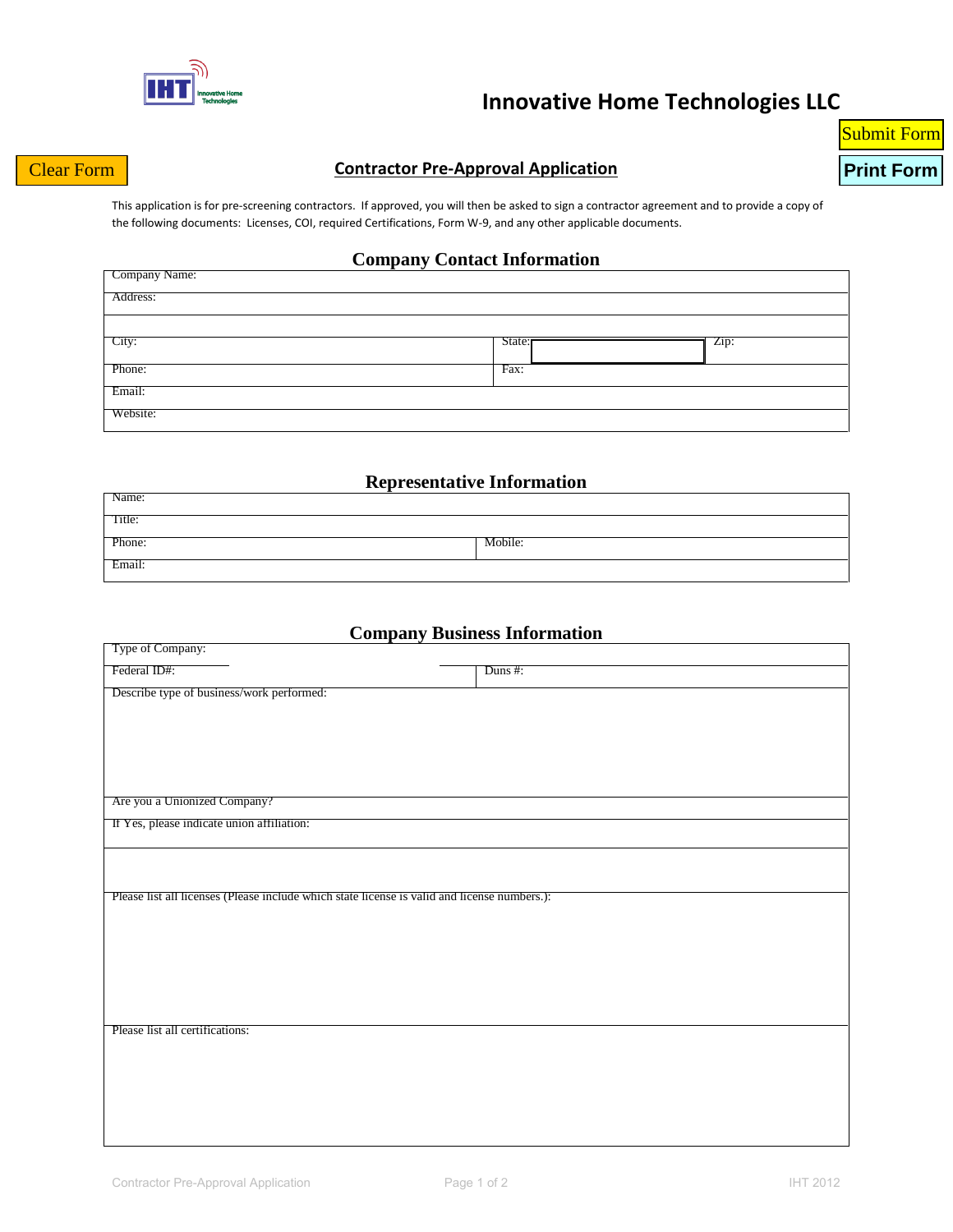# Innovative Home Technologies LLC

Submit Form

Clear Form

Print Form

## Contractor Pre-Approval Application

This application is for pre-screening contractors. If approved, you will then be asked to sign a contractor agreement and to provide a copy of the following documents: Licenses, COI, required Certifications, Form W-9, and any other applicable documents.

### Company Contact Information

| | |
|---|---|
| Company Name: | |
| Address: | |
| | |
| City: | State: Zip: |
| Phone: | Fax: |
| Email: | |
| Website: | |

### Representative Information

| | |
|---|---|
| Name: | |
| Title: | |
| Phone: | Mobile: |
| Email: | |

### Company Business Information

| | |
|---|---|
| Type of Company: | |
| Federal ID#: | Duns #: |
| Describe type of business/work performed: | |
| Are you a Unionized Company? | |
| If Yes, please indicate union affiliation: | |
| | |
| Please list all licenses (Please include which state license is valid and license numbers.): | |
| Please list all certifications: | |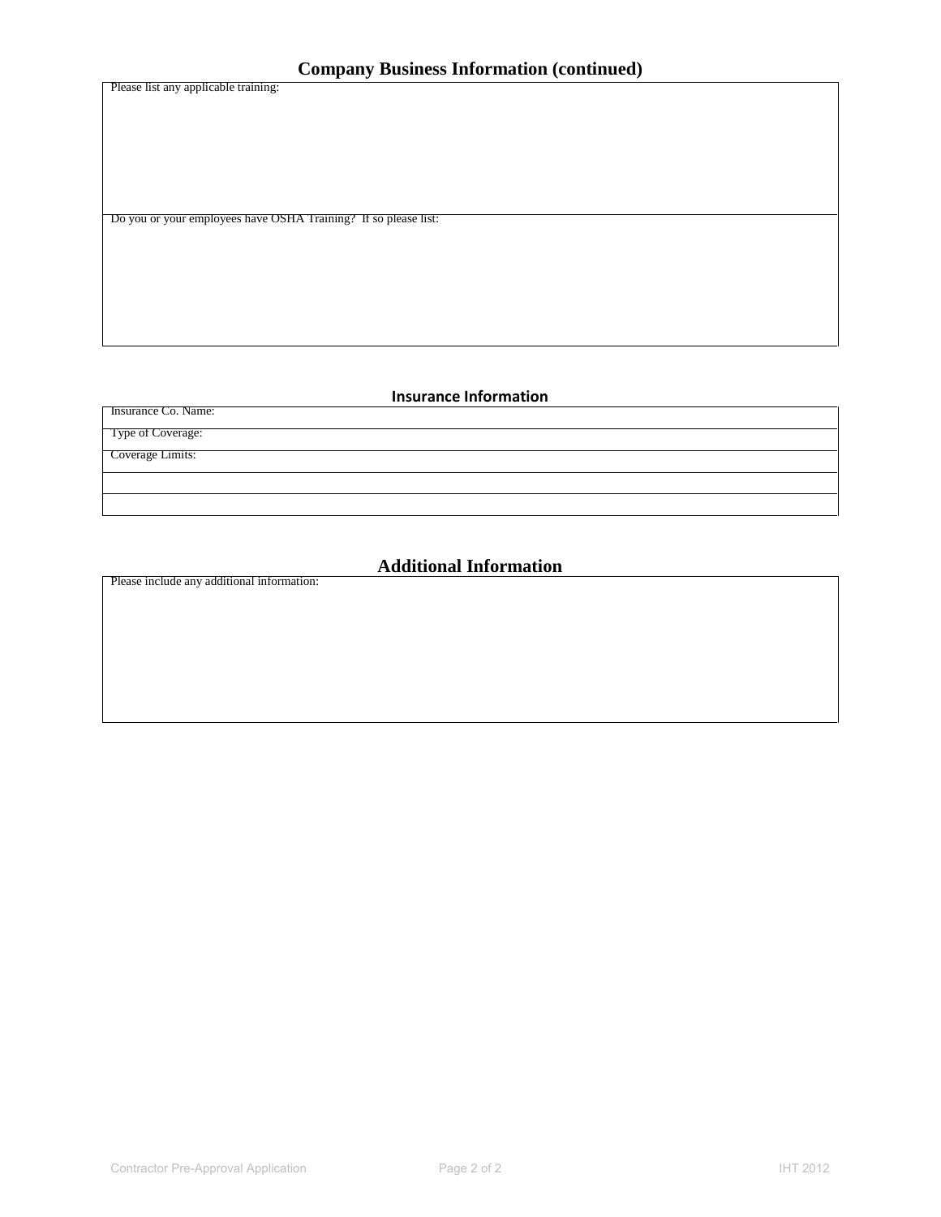## Company Business Information (continued)

Please list any applicable training:

Do you or your employees have OSHA Training? If so please list:

## Insurance Information

| |
|---|
| Insurance Co. Name: |
| Type of Coverage: |
| Coverage Limits: |
| |
| |

## Additional Information

Please include any additional information: